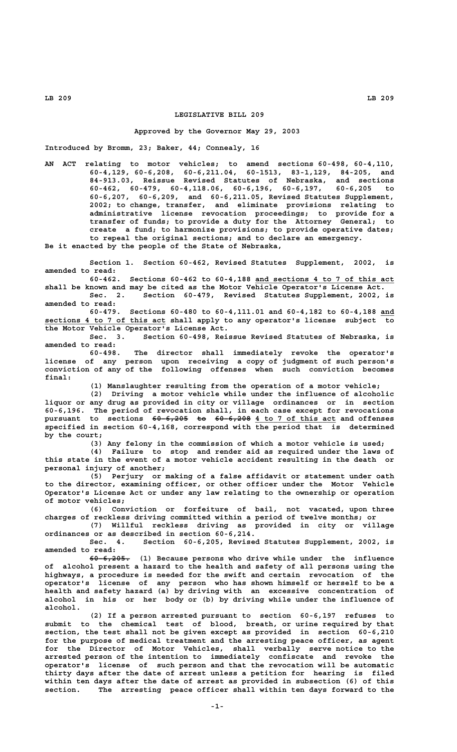# LEGISLATIVE BILL 209

**Approved by the Governor May 29, 2003**

Introduced by Bromm, 23; Baker, 44; Connealy, 16

AN ACT relating to motor vehicles; to amend sections 60-498, 60-4,110, 60-4,129, 60-6,208, 60-6,211.04, 60-1513, 83-1,129, 84-205, and 84-913.03, Reissue Revised Statutes of Nebraska, and sections 60-462, 60-479, 60-4,118.06, 60-6,196, 60-6,197, 60-6,205 to 60-6,207, 60-6,209, and 60-6,211.05, Revised Statutes Supplement, 2002; to change, transfer, and eliminate provisions relating to administrative license revocation proceedings; to provide for a transfer of funds; to provide a duty for the Attorney General; to create a fund; to harmonize provisions; to provide operative dates; to repeal the original sections; and to declare an emergency.

Be it enacted by the people of the State of Nebraska,

Section 1. Section 60-462, Revised Statutes Supplement, 2002, is amended to read:

60-462. Sections 60-462 to 60-4,188 and sections 4 to 7 of this act shall be known and may be cited as the Motor Vehicle Operator's License Act.

Sec. 2. Section 60-479, Revised Statutes Supplement, 2002, is amended to read:

60-479. Sections 60-480 to 60-4,111.01 and 60-4,182 to 60-4,188 and sections 4 to 7 of this act shall apply to any operator's license subject to the Motor Vehicle Operator's License Act.

Sec. 3. Section 60-498, Reissue Revised Statutes of Nebraska, is amended to read:

60-498. The director shall immediately revoke the operator's license of any person upon receiving a copy of judgment of such person's conviction of any of the following offenses when such conviction becomes final:

(1) Manslaughter resulting from the operation of a motor vehicle;

(2) Driving a motor vehicle while under the influence of alcoholic liquor or any drug as provided in city or village ordinances or in section 60-6,196. The period of revocation shall, in each case except for revocations pursuant to sections ~~60-6,205 to 60-6,208~~ 4 to 7 of this act and offenses specified in section 60-4,168, correspond with the period that is determined by the court;

(3) Any felony in the commission of which a motor vehicle is used;

(4) Failure to stop and render aid as required under the laws of this state in the event of a motor vehicle accident resulting in the death or personal injury of another;

(5) Perjury or making of a false affidavit or statement under oath to the director, examining officer, or other officer under the Motor Vehicle Operator's License Act or under any law relating to the ownership or operation of motor vehicles;

(6) Conviction or forfeiture of bail, not vacated, upon three charges of reckless driving committed within a period of twelve months; or

(7) Willful reckless driving as provided in city or village ordinances or as described in section 60-6,214.

Sec. 4. Section 60-6,205, Revised Statutes Supplement, 2002, is amended to read:

~~60-6,205.~~ (1) Because persons who drive while under the influence of alcohol present a hazard to the health and safety of all persons using the highways, a procedure is needed for the swift and certain revocation of the operator's license of any person who has shown himself or herself to be a health and safety hazard (a) by driving with an excessive concentration of alcohol in his or her body or (b) by driving while under the influence of alcohol.

(2) If a person arrested pursuant to section 60-6,197 refuses to submit to the chemical test of blood, breath, or urine required by that section, the test shall not be given except as provided in section 60-6,210 for the purpose of medical treatment and the arresting peace officer, as agent for the Director of Motor Vehicles, shall verbally serve notice to the arrested person of the intention to immediately confiscate and revoke the operator's license of such person and that the revocation will be automatic thirty days after the date of arrest unless a petition for hearing is filed within ten days after the date of arrest as provided in subsection (6) of this section. The arresting peace officer shall within ten days forward to the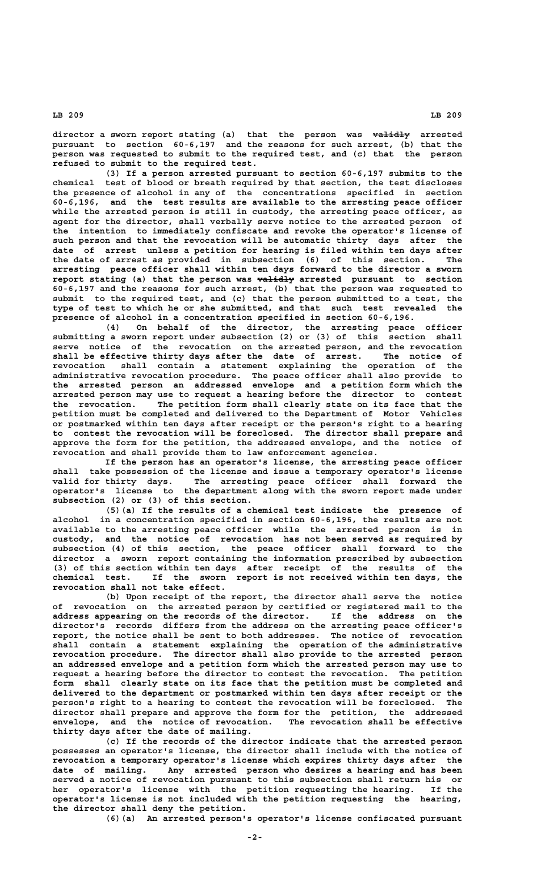director a sworn report stating (a) that the person was ~~validly~~ arrested pursuant to section 60-6,197 and the reasons for such arrest, (b) that the person was requested to submit to the required test, and (c) that the person refused to submit to the required test.

(3) If a person arrested pursuant to section 60-6,197 submits to the chemical test of blood or breath required by that section, the test discloses the presence of alcohol in any of the concentrations specified in section 60-6,196, and the test results are available to the arresting peace officer while the arrested person is still in custody, the arresting peace officer, as agent for the director, shall verbally serve notice to the arrested person of the intention to immediately confiscate and revoke the operator's license of such person and that the revocation will be automatic thirty days after the date of arrest unless a petition for hearing is filed within ten days after the date of arrest as provided in subsection (6) of this section. The arresting peace officer shall within ten days forward to the director a sworn report stating (a) that the person was ~~validly~~ arrested pursuant to section 60-6,197 and the reasons for such arrest, (b) that the person was requested to submit to the required test, and (c) that the person submitted to a test, the type of test to which he or she submitted, and that such test revealed the presence of alcohol in a concentration specified in section 60-6,196.

(4) On behalf of the director, the arresting peace officer submitting a sworn report under subsection (2) or (3) of this section shall serve notice of the revocation on the arrested person, and the revocation shall be effective thirty days after the date of arrest. The notice of revocation shall contain a statement explaining the operation of the administrative revocation procedure. The peace officer shall also provide to the arrested person an addressed envelope and a petition form which the arrested person may use to request a hearing before the director to contest the revocation. The petition form shall clearly state on its face that the petition must be completed and delivered to the Department of Motor Vehicles or postmarked within ten days after receipt or the person's right to a hearing to contest the revocation will be foreclosed. The director shall prepare and approve the form for the petition, the addressed envelope, and the notice of revocation and shall provide them to law enforcement agencies.

If the person has an operator's license, the arresting peace officer shall take possession of the license and issue a temporary operator's license valid for thirty days. The arresting peace officer shall forward the operator's license to the department along with the sworn report made under subsection (2) or (3) of this section.

(5)(a) If the results of a chemical test indicate the presence of alcohol in a concentration specified in section 60-6,196, the results are not available to the arresting peace officer while the arrested person is in custody, and the notice of revocation has not been served as required by subsection (4) of this section, the peace officer shall forward to the director a sworn report containing the information prescribed by subsection (3) of this section within ten days after receipt of the results of the chemical test. If the sworn report is not received within ten days, the revocation shall not take effect.

(b) Upon receipt of the report, the director shall serve the notice of revocation on the arrested person by certified or registered mail to the address appearing on the records of the director. If the address on the director's records differs from the address on the arresting peace officer's report, the notice shall be sent to both addresses. The notice of revocation shall contain a statement explaining the operation of the administrative revocation procedure. The director shall also provide to the arrested person an addressed envelope and a petition form which the arrested person may use to request a hearing before the director to contest the revocation. The petition form shall clearly state on its face that the petition must be completed and delivered to the department or postmarked within ten days after receipt or the person's right to a hearing to contest the revocation will be foreclosed. The director shall prepare and approve the form for the petition, the addressed envelope, and the notice of revocation. The revocation shall be effective thirty days after the date of mailing.

(c) If the records of the director indicate that the arrested person possesses an operator's license, the director shall include with the notice of revocation a temporary operator's license which expires thirty days after the date of mailing. Any arrested person who desires a hearing and has been served a notice of revocation pursuant to this subsection shall return his or her operator's license with the petition requesting the hearing. If the operator's license is not included with the petition requesting the hearing, the director shall deny the petition.

(6)(a) An arrested person's operator's license confiscated pursuant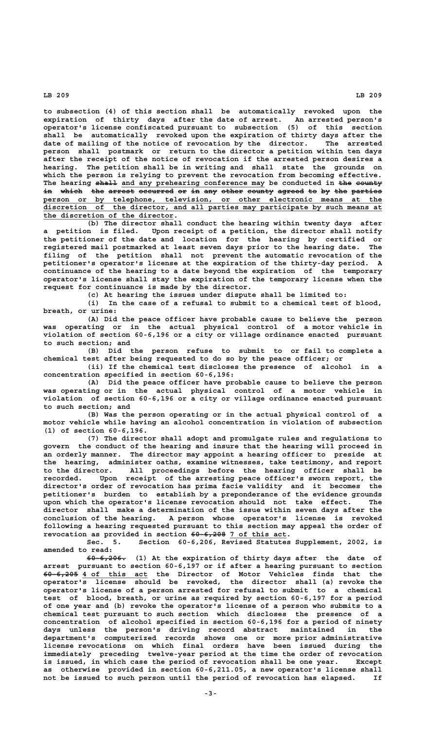to subsection (4) of this section shall be automatically revoked upon the expiration of thirty days after the date of arrest. An arrested person's operator's license confiscated pursuant to subsection (5) of this section shall be automatically revoked upon the expiration of thirty days after the date of mailing of the notice of revocation by the director. The arrested person shall postmark or return to the director a petition within ten days after the receipt of the notice of revocation if the arrested person desires a hearing. The petition shall be in writing and shall state the grounds on which the person is relying to prevent the revocation from becoming effective. The hearing ~~shall~~ and any prehearing conference may be conducted in ~~the county in which the arrest occurred or in any other county agreed to by the parties~~ person or by telephone, television, or other electronic means at the discretion of the director, and all parties may participate by such means at the discretion of the director.

(b) The director shall conduct the hearing within twenty days after a petition is filed. Upon receipt of a petition, the director shall notify the petitioner of the date and location for the hearing by certified or registered mail postmarked at least seven days prior to the hearing date. The filing of the petition shall not prevent the automatic revocation of the petitioner's operator's license at the expiration of the thirty-day period. A continuance of the hearing to a date beyond the expiration of the temporary operator's license shall stay the expiration of the temporary license when the request for continuance is made by the director.

(c) At hearing the issues under dispute shall be limited to:

(i) In the case of a refusal to submit to a chemical test of blood, breath, or urine:

(A) Did the peace officer have probable cause to believe the person was operating or in the actual physical control of a motor vehicle in violation of section 60-6,196 or a city or village ordinance enacted pursuant to such section; and

(B) Did the person refuse to submit to or fail to complete a chemical test after being requested to do so by the peace officer; or

(ii) If the chemical test discloses the presence of alcohol in a concentration specified in section 60-6,196:

(A) Did the peace officer have probable cause to believe the person was operating or in the actual physical control of a motor vehicle in violation of section 60-6,196 or a city or village ordinance enacted pursuant to such section; and

(B) Was the person operating or in the actual physical control of a motor vehicle while having an alcohol concentration in violation of subsection (1) of section 60-6,196.

(7) The director shall adopt and promulgate rules and regulations to govern the conduct of the hearing and insure that the hearing will proceed in an orderly manner. The director may appoint a hearing officer to preside at the hearing, administer oaths, examine witnesses, take testimony, and report to the director. All proceedings before the hearing officer shall be recorded. Upon receipt of the arresting peace officer's sworn report, the director's order of revocation has prima facie validity and it becomes the petitioner's burden to establish by a preponderance of the evidence grounds upon which the operator's license revocation should not take effect. The director shall make a determination of the issue within seven days after the conclusion of the hearing. A person whose operator's license is revoked following a hearing requested pursuant to this section may appeal the order of revocation as provided in section ~~60-6,208~~ 7 of this act.

Sec. 5. Section 60-6,206, Revised Statutes Supplement, 2002, is amended to read:

~~60-6,206.~~ (1) At the expiration of thirty days after the date of arrest pursuant to section 60-6,197 or if after a hearing pursuant to section ~~60-6,205~~ 4 of this act the Director of Motor Vehicles finds that the operator's license should be revoked, the director shall (a) revoke the operator's license of a person arrested for refusal to submit to a chemical test of blood, breath, or urine as required by section 60-6,197 for a period of one year and (b) revoke the operator's license of a person who submits to a chemical test pursuant to such section which discloses the presence of a concentration of alcohol specified in section 60-6,196 for a period of ninety days unless the person's driving record abstract maintained in the department's computerized records shows one or more prior administrative license revocations on which final orders have been issued during the immediately preceding twelve-year period at the time the order of revocation is issued, in which case the period of revocation shall be one year. Except as otherwise provided in section 60-6,211.05, a new operator's license shall not be issued to such person until the period of revocation has elapsed. If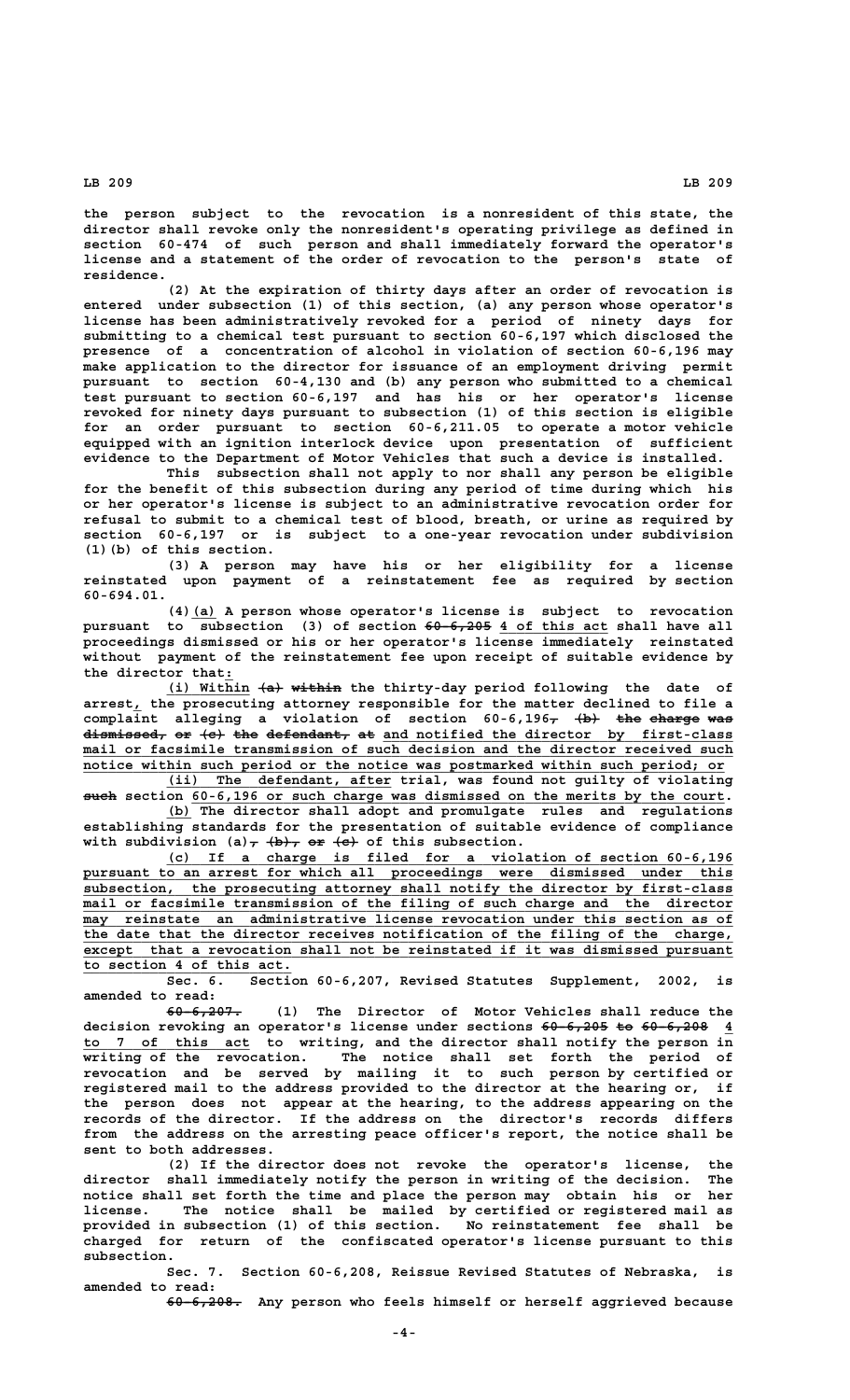the person subject to the revocation is a nonresident of this state, the director shall revoke only the nonresident's operating privilege as defined in section 60-474 of such person and shall immediately forward the operator's license and a statement of the order of revocation to the person's state of residence.

(2) At the expiration of thirty days after an order of revocation is entered under subsection (1) of this section, (a) any person whose operator's license has been administratively revoked for a period of ninety days for submitting to a chemical test pursuant to section 60-6,197 which disclosed the presence of a concentration of alcohol in violation of section 60-6,196 may make application to the director for issuance of an employment driving permit pursuant to section 60-4,130 and (b) any person who submitted to a chemical test pursuant to section 60-6,197 and has his or her operator's license revoked for ninety days pursuant to subsection (1) of this section is eligible for an order pursuant to section 60-6,211.05 to operate a motor vehicle equipped with an ignition interlock device upon presentation of sufficient evidence to the Department of Motor Vehicles that such a device is installed.

This subsection shall not apply to nor shall any person be eligible for the benefit of this subsection during any period of time during which his or her operator's license is subject to an administrative revocation order for refusal to submit to a chemical test of blood, breath, or urine as required by section 60-6,197 or is subject to a one-year revocation under subdivision (1)(b) of this section.

(3) A person may have his or her eligibility for a license reinstated upon payment of a reinstatement fee as required by section 60-694.01.

(4) (a) A person whose operator's license is subject to revocation pursuant to subsection (3) of section ~~60-6,205~~ 4 of this act shall have all proceedings dismissed or his or her operator's license immediately reinstated without payment of the reinstatement fee upon receipt of suitable evidence by the director that:

(i) Within ~~(a) within~~ the thirty-day period following the date of arrest, the prosecuting attorney responsible for the matter declined to file a complaint alleging a violation of section 60-6,196~~, (b) the charge was dismissed, or (c) the defendant, at~~ and notified the director by first-class mail or facsimile transmission of such decision and the director received such notice within such period or the notice was postmarked within such period; or

(ii) The defendant, after trial, was found not guilty of violating ~~such~~ section 60-6,196 or such charge was dismissed on the merits by the court.

(b) The director shall adopt and promulgate rules and regulations establishing standards for the presentation of suitable evidence of compliance with subdivision (a)~~, (b), or (c)~~ of this subsection.

(c) If a charge is filed for a violation of section 60-6,196 pursuant to an arrest for which all proceedings were dismissed under this subsection, the prosecuting attorney shall notify the director by first-class mail or facsimile transmission of the filing of such charge and the director may reinstate an administrative license revocation under this section as of the date that the director receives notification of the filing of the charge, except that a revocation shall not be reinstated if it was dismissed pursuant to section 4 of this act.

Sec. 6. Section 60-6,207, Revised Statutes Supplement, 2002, is amended to read:

~~60-6,207.~~ (1) The Director of Motor Vehicles shall reduce the decision revoking an operator's license under sections ~~60-6,205 to 60-6,208~~ 4 to 7 of this act to writing, and the director shall notify the person in writing of the revocation. The notice shall set forth the period of revocation and be served by mailing it to such person by certified or registered mail to the address provided to the director at the hearing or, if the person does not appear at the hearing, to the address appearing on the records of the director. If the address on the director's records differs from the address on the arresting peace officer's report, the notice shall be sent to both addresses.

(2) If the director does not revoke the operator's license, the director shall immediately notify the person in writing of the decision. The notice shall set forth the time and place the person may obtain his or her license. The notice shall be mailed by certified or registered mail as provided in subsection (1) of this section. No reinstatement fee shall be charged for return of the confiscated operator's license pursuant to this subsection.

Sec. 7. Section 60-6,208, Reissue Revised Statutes of Nebraska, is amended to read:

~~60-6,208.~~ Any person who feels himself or herself aggrieved because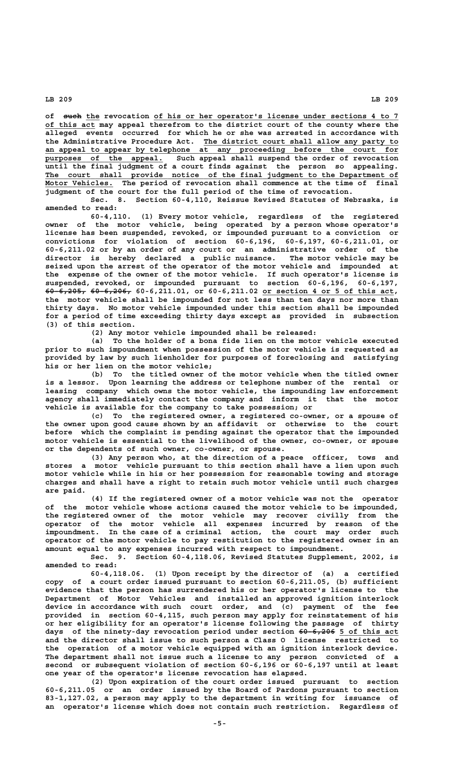of ~~such~~ the revocation of his or her operator's license under sections 4 to 7 of this act may appeal therefrom to the district court of the county where the alleged events occurred for which he or she was arrested in accordance with the Administrative Procedure Act. The district court shall allow any party to an appeal to appear by telephone at any proceeding before the court for purposes of the appeal. Such appeal shall suspend the order of revocation until the final judgment of a court finds against the person so appealing. The court shall provide notice of the final judgment to the Department of Motor Vehicles. The period of revocation shall commence at the time of final judgment of the court for the full period of the time of revocation.

Sec. 8. Section 60-4,110, Reissue Revised Statutes of Nebraska, is amended to read:

60-4,110. (1) Every motor vehicle, regardless of the registered owner of the motor vehicle, being operated by a person whose operator's license has been suspended, revoked, or impounded pursuant to a conviction or convictions for violation of section 60-6,196, 60-6,197, 60-6,211.01, or 60-6,211.02 or by an order of any court or an administrative order of the director is hereby declared a public nuisance. The motor vehicle may be seized upon the arrest of the operator of the motor vehicle and impounded at the expense of the owner of the motor vehicle. If such operator's license is suspended, revoked, or impounded pursuant to section 60-6,196, 60-6,197, ~~60-6,205, 60-6,206,~~ 60-6,211.01, or 60-6,211.02 or section 4 or 5 of this act, the motor vehicle shall be impounded for not less than ten days nor more than thirty days. No motor vehicle impounded under this section shall be impounded for a period of time exceeding thirty days except as provided in subsection (3) of this section.

(2) Any motor vehicle impounded shall be released:

(a) To the holder of a bona fide lien on the motor vehicle executed prior to such impoundment when possession of the motor vehicle is requested as provided by law by such lienholder for purposes of foreclosing and satisfying his or her lien on the motor vehicle;

(b) To the titled owner of the motor vehicle when the titled owner is a lessor. Upon learning the address or telephone number of the rental or leasing company which owns the motor vehicle, the impounding law enforcement agency shall immediately contact the company and inform it that the motor vehicle is available for the company to take possession; or

(c) To the registered owner, a registered co-owner, or a spouse of the owner upon good cause shown by an affidavit or otherwise to the court before which the complaint is pending against the operator that the impounded motor vehicle is essential to the livelihood of the owner, co-owner, or spouse or the dependents of such owner, co-owner, or spouse.

(3) Any person who, at the direction of a peace officer, tows and stores a motor vehicle pursuant to this section shall have a lien upon such motor vehicle while in his or her possession for reasonable towing and storage charges and shall have a right to retain such motor vehicle until such charges are paid.

(4) If the registered owner of a motor vehicle was not the operator of the motor vehicle whose actions caused the motor vehicle to be impounded, the registered owner of the motor vehicle may recover civilly from the operator of the motor vehicle all expenses incurred by reason of the impoundment. In the case of a criminal action, the court may order such operator of the motor vehicle to pay restitution to the registered owner in an amount equal to any expenses incurred with respect to impoundment.

Sec. 9. Section 60-4,118.06, Revised Statutes Supplement, 2002, is amended to read:

60-4,118.06. (1) Upon receipt by the director of (a) a certified copy of a court order issued pursuant to section 60-6,211.05, (b) sufficient evidence that the person has surrendered his or her operator's license to the Department of Motor Vehicles and installed an approved ignition interlock device in accordance with such court order, and (c) payment of the fee provided in section 60-4,115, such person may apply for reinstatement of his or her eligibility for an operator's license following the passage of thirty days of the ninety-day revocation period under section ~~60-6,206~~ 5 of this act and the director shall issue to such person a Class O license restricted to the operation of a motor vehicle equipped with an ignition interlock device. The department shall not issue such a license to any person convicted of a second or subsequent violation of section 60-6,196 or 60-6,197 until at least one year of the operator's license revocation has elapsed.

(2) Upon expiration of the court order issued pursuant to section 60-6,211.05 or an order issued by the Board of Pardons pursuant to section 83-1,127.02, a person may apply to the department in writing for issuance of an operator's license which does not contain such restriction. Regardless of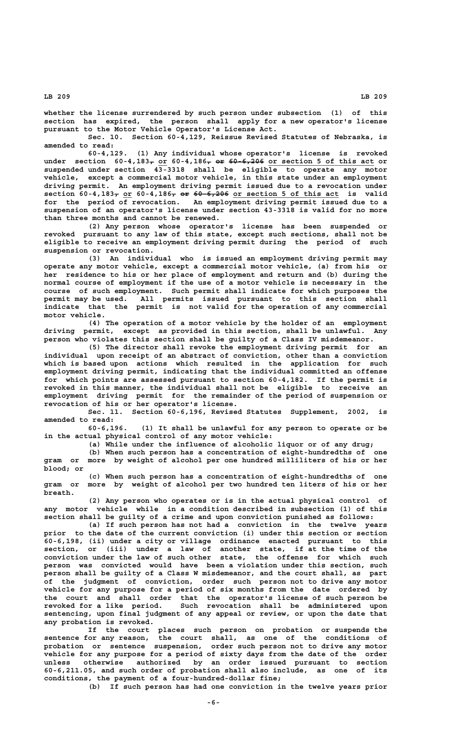whether the license surrendered by such person under subsection (1) of this section has expired, the person shall apply for a new operator's license pursuant to the Motor Vehicle Operator's License Act.

Sec. 10. Section 60-4,129, Reissue Revised Statutes of Nebraska, is amended to read:

60-4,129. (1) Any individual whose operator's license is revoked under section 60-4,183~~,~~ or 60-4,186~~, or 60-6,206~~ or section 5 of this act or suspended under section 43-3318 shall be eligible to operate any motor vehicle, except a commercial motor vehicle, in this state under an employment driving permit. An employment driving permit issued due to a revocation under section 60-4,183~~,~~ or 60-4,186~~, or 60-6,206~~ or section 5 of this act is valid for the period of revocation. An employment driving permit issued due to a suspension of an operator's license under section 43-3318 is valid for no more than three months and cannot be renewed.

(2) Any person whose operator's license has been suspended or revoked pursuant to any law of this state, except such sections, shall not be eligible to receive an employment driving permit during the period of such suspension or revocation.

(3) An individual who is issued an employment driving permit may operate any motor vehicle, except a commercial motor vehicle, (a) from his or her residence to his or her place of employment and return and (b) during the normal course of employment if the use of a motor vehicle is necessary in the course of such employment. Such permit shall indicate for which purposes the permit may be used. All permits issued pursuant to this section shall indicate that the permit is not valid for the operation of any commercial motor vehicle.

(4) The operation of a motor vehicle by the holder of an employment driving permit, except as provided in this section, shall be unlawful. Any person who violates this section shall be guilty of a Class IV misdemeanor.

(5) The director shall revoke the employment driving permit for an individual upon receipt of an abstract of conviction, other than a conviction which is based upon actions which resulted in the application for such employment driving permit, indicating that the individual committed an offense for which points are assessed pursuant to section 60-4,182. If the permit is revoked in this manner, the individual shall not be eligible to receive an employment driving permit for the remainder of the period of suspension or revocation of his or her operator's license.

Sec. 11. Section 60-6,196, Revised Statutes Supplement, 2002, is amended to read:

60-6,196. (1) It shall be unlawful for any person to operate or be in the actual physical control of any motor vehicle:

(a) While under the influence of alcoholic liquor or of any drug;

(b) When such person has a concentration of eight-hundredths of one gram or more by weight of alcohol per one hundred milliliters of his or her blood; or

(c) When such person has a concentration of eight-hundredths of one gram or more by weight of alcohol per two hundred ten liters of his or her breath.

(2) Any person who operates or is in the actual physical control of any motor vehicle while in a condition described in subsection (1) of this section shall be guilty of a crime and upon conviction punished as follows:

(a) If such person has not had a conviction in the twelve years prior to the date of the current conviction (i) under this section or section 60-6,198, (ii) under a city or village ordinance enacted pursuant to this section, or (iii) under a law of another state, if at the time of the conviction under the law of such other state, the offense for which such person was convicted would have been a violation under this section, such person shall be guilty of a Class W misdemeanor, and the court shall, as part of the judgment of conviction, order such person not to drive any motor vehicle for any purpose for a period of six months from the date ordered by the court and shall order that the operator's license of such person be revoked for a like period. Such revocation shall be administered upon sentencing, upon final judgment of any appeal or review, or upon the date that any probation is revoked.

If the court places such person on probation or suspends the sentence for any reason, the court shall, as one of the conditions of probation or sentence suspension, order such person not to drive any motor vehicle for any purpose for a period of sixty days from the date of the order unless otherwise authorized by an order issued pursuant to section 60-6,211.05, and such order of probation shall also include, as one of its conditions, the payment of a four-hundred-dollar fine;

(b) If such person has had one conviction in the twelve years prior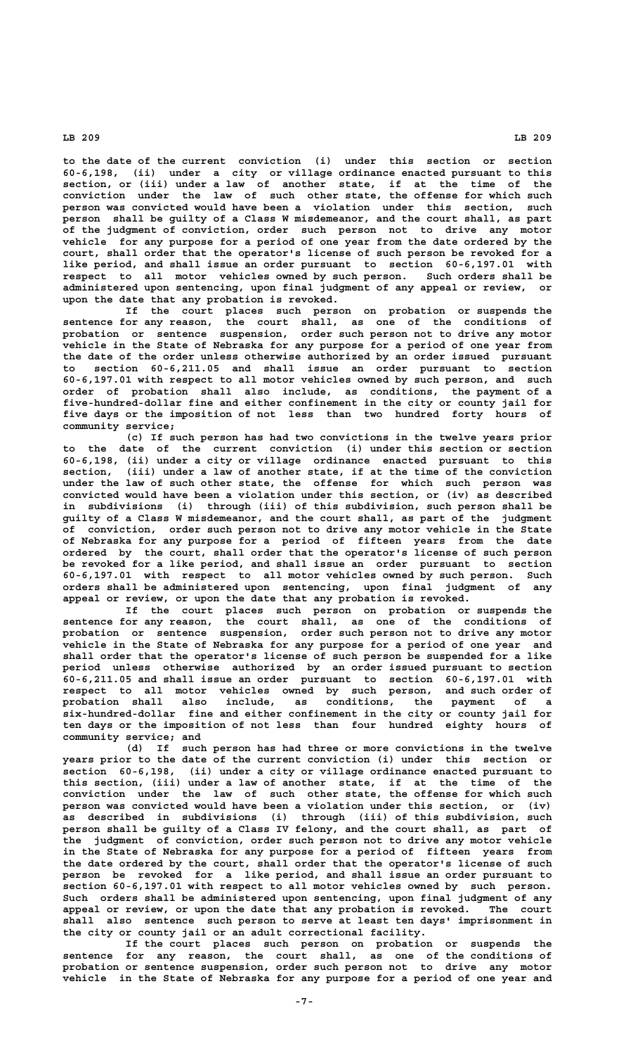to the date of the current conviction (i) under this section or section 60-6,198, (ii) under a city or village ordinance enacted pursuant to this section, or (iii) under a law of another state, if at the time of the conviction under the law of such other state, the offense for which such person was convicted would have been a violation under this section, such person shall be guilty of a Class W misdemeanor, and the court shall, as part of the judgment of conviction, order such person not to drive any motor vehicle for any purpose for a period of one year from the date ordered by the court, shall order that the operator's license of such person be revoked for a like period, and shall issue an order pursuant to section 60-6,197.01 with respect to all motor vehicles owned by such person. Such orders shall be administered upon sentencing, upon final judgment of any appeal or review, or upon the date that any probation is revoked.

If the court places such person on probation or suspends the sentence for any reason, the court shall, as one of the conditions of probation or sentence suspension, order such person not to drive any motor vehicle in the State of Nebraska for any purpose for a period of one year from the date of the order unless otherwise authorized by an order issued pursuant to section 60-6,211.05 and shall issue an order pursuant to section 60-6,197.01 with respect to all motor vehicles owned by such person, and such order of probation shall also include, as conditions, the payment of a five-hundred-dollar fine and either confinement in the city or county jail for five days or the imposition of not less than two hundred forty hours of community service;

(c) If such person has had two convictions in the twelve years prior to the date of the current conviction (i) under this section or section 60-6,198, (ii) under a city or village ordinance enacted pursuant to this section, (iii) under a law of another state, if at the time of the conviction under the law of such other state, the offense for which such person was convicted would have been a violation under this section, or (iv) as described in subdivisions (i) through (iii) of this subdivision, such person shall be guilty of a Class W misdemeanor, and the court shall, as part of the judgment of conviction, order such person not to drive any motor vehicle in the State of Nebraska for any purpose for a period of fifteen years from the date ordered by the court, shall order that the operator's license of such person be revoked for a like period, and shall issue an order pursuant to section 60-6,197.01 with respect to all motor vehicles owned by such person. Such orders shall be administered upon sentencing, upon final judgment of any appeal or review, or upon the date that any probation is revoked.

If the court places such person on probation or suspends the sentence for any reason, the court shall, as one of the conditions of probation or sentence suspension, order such person not to drive any motor vehicle in the State of Nebraska for any purpose for a period of one year and shall order that the operator's license of such person be suspended for a like period unless otherwise authorized by an order issued pursuant to section 60-6,211.05 and shall issue an order pursuant to section 60-6,197.01 with respect to all motor vehicles owned by such person, and such order of probation shall also include, as conditions, the payment of a six-hundred-dollar fine and either confinement in the city or county jail for ten days or the imposition of not less than four hundred eighty hours of community service; and

(d) If such person has had three or more convictions in the twelve years prior to the date of the current conviction (i) under this section or section 60-6,198, (ii) under a city or village ordinance enacted pursuant to this section, (iii) under a law of another state, if at the time of the conviction under the law of such other state, the offense for which such person was convicted would have been a violation under this section, or (iv) as described in subdivisions (i) through (iii) of this subdivision, such person shall be guilty of a Class IV felony, and the court shall, as part of the judgment of conviction, order such person not to drive any motor vehicle in the State of Nebraska for any purpose for a period of fifteen years from the date ordered by the court, shall order that the operator's license of such person be revoked for a like period, and shall issue an order pursuant to section 60-6,197.01 with respect to all motor vehicles owned by such person. Such orders shall be administered upon sentencing, upon final judgment of any appeal or review, or upon the date that any probation is revoked. The court shall also sentence such person to serve at least ten days' imprisonment in the city or county jail or an adult correctional facility.

If the court places such person on probation or suspends the sentence for any reason, the court shall, as one of the conditions of probation or sentence suspension, order such person not to drive any motor vehicle in the State of Nebraska for any purpose for a period of one year and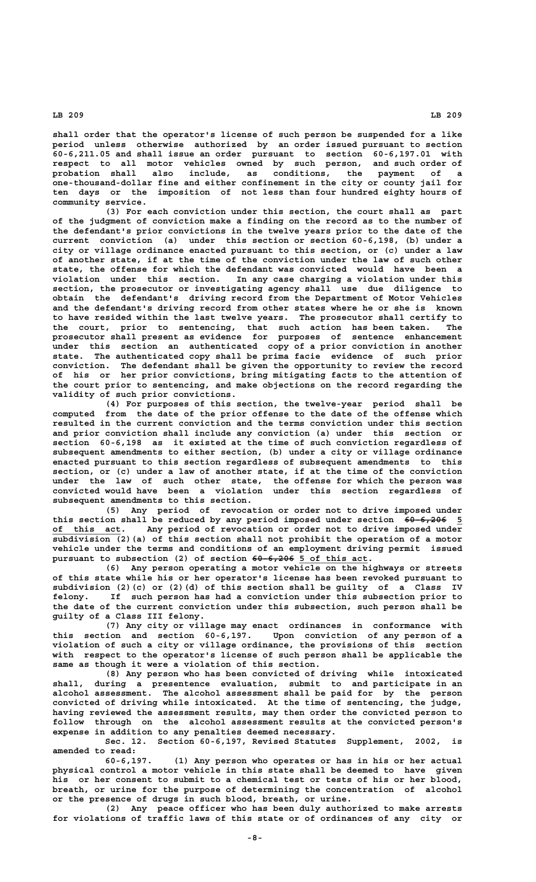shall order that the operator's license of such person be suspended for a like period unless otherwise authorized by an order issued pursuant to section 60-6,211.05 and shall issue an order pursuant to section 60-6,197.01 with respect to all motor vehicles owned by such person, and such order of probation shall also include, as conditions, the payment of a one-thousand-dollar fine and either confinement in the city or county jail for ten days or the imposition of not less than four hundred eighty hours of community service.

(3) For each conviction under this section, the court shall as part of the judgment of conviction make a finding on the record as to the number of the defendant's prior convictions in the twelve years prior to the date of the current conviction (a) under this section or section 60-6,198, (b) under a city or village ordinance enacted pursuant to this section, or (c) under a law of another state, if at the time of the conviction under the law of such other state, the offense for which the defendant was convicted would have been a violation under this section. In any case charging a violation under this section, the prosecutor or investigating agency shall use due diligence to obtain the defendant's driving record from the Department of Motor Vehicles and the defendant's driving record from other states where he or she is known to have resided within the last twelve years. The prosecutor shall certify to the court, prior to sentencing, that such action has been taken. The prosecutor shall present as evidence for purposes of sentence enhancement under this section an authenticated copy of a prior conviction in another state. The authenticated copy shall be prima facie evidence of such prior conviction. The defendant shall be given the opportunity to review the record of his or her prior convictions, bring mitigating facts to the attention of the court prior to sentencing, and make objections on the record regarding the validity of such prior convictions.

(4) For purposes of this section, the twelve-year period shall be computed from the date of the prior offense to the date of the offense which resulted in the current conviction and the terms conviction under this section and prior conviction shall include any conviction (a) under this section or section 60-6,198 as it existed at the time of such conviction regardless of subsequent amendments to either section, (b) under a city or village ordinance enacted pursuant to this section regardless of subsequent amendments to this section, or (c) under a law of another state, if at the time of the conviction under the law of such other state, the offense for which the person was convicted would have been a violation under this section regardless of subsequent amendments to this section.

(5) Any period of revocation or order not to drive imposed under this section shall be reduced by any period imposed under section ~~60-6,206~~ 5 of this act. Any period of revocation or order not to drive imposed under subdivision (2)(a) of this section shall not prohibit the operation of a motor vehicle under the terms and conditions of an employment driving permit issued pursuant to subsection (2) of section ~~60-6,206~~ 5 of this act.

(6) Any person operating a motor vehicle on the highways or streets of this state while his or her operator's license has been revoked pursuant to subdivision (2)(c) or (2)(d) of this section shall be guilty of a Class IV felony. If such person has had a conviction under this subsection prior to the date of the current conviction under this subsection, such person shall be guilty of a Class III felony.

(7) Any city or village may enact ordinances in conformance with this section and section 60-6,197. Upon conviction of any person of a violation of such a city or village ordinance, the provisions of this section with respect to the operator's license of such person shall be applicable the same as though it were a violation of this section.

(8) Any person who has been convicted of driving while intoxicated shall, during a presentence evaluation, submit to and participate in an alcohol assessment. The alcohol assessment shall be paid for by the person convicted of driving while intoxicated. At the time of sentencing, the judge, having reviewed the assessment results, may then order the convicted person to follow through on the alcohol assessment results at the convicted person's expense in addition to any penalties deemed necessary.

Sec. 12. Section 60-6,197, Revised Statutes Supplement, 2002, is amended to read:

60-6,197. (1) Any person who operates or has in his or her actual physical control a motor vehicle in this state shall be deemed to have given his or her consent to submit to a chemical test or tests of his or her blood, breath, or urine for the purpose of determining the concentration of alcohol or the presence of drugs in such blood, breath, or urine.

(2) Any peace officer who has been duly authorized to make arrests for violations of traffic laws of this state or of ordinances of any city or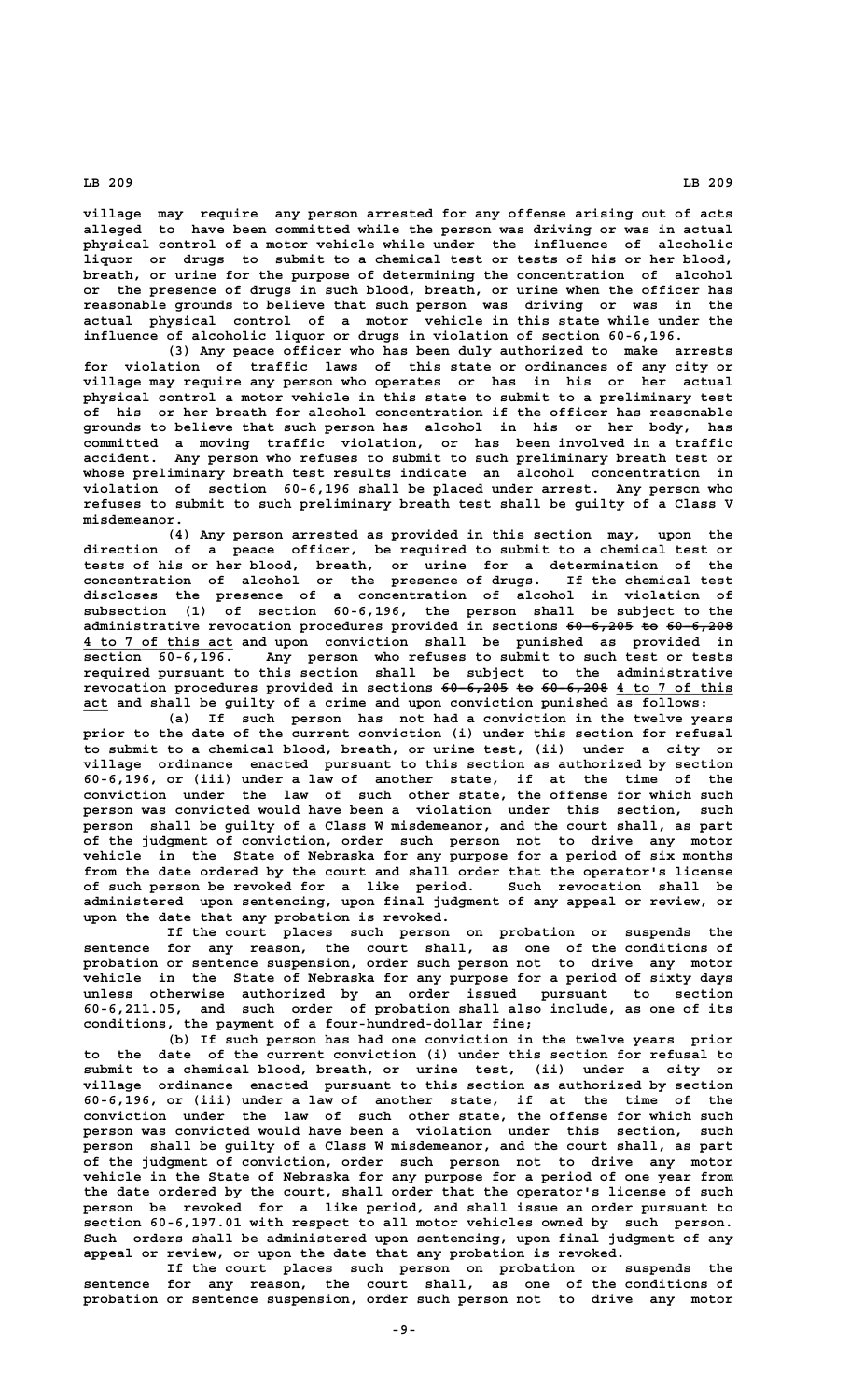village may require any person arrested for any offense arising out of acts alleged to have been committed while the person was driving or was in actual physical control of a motor vehicle while under the influence of alcoholic liquor or drugs to submit to a chemical test or tests of his or her blood, breath, or urine for the purpose of determining the concentration of alcohol or the presence of drugs in such blood, breath, or urine when the officer has reasonable grounds to believe that such person was driving or was in the actual physical control of a motor vehicle in this state while under the influence of alcoholic liquor or drugs in violation of section 60-6,196.

(3) Any peace officer who has been duly authorized to make arrests for violation of traffic laws of this state or ordinances of any city or village may require any person who operates or has in his or her actual physical control a motor vehicle in this state to submit to a preliminary test of his or her breath for alcohol concentration if the officer has reasonable grounds to believe that such person has alcohol in his or her body, has committed a moving traffic violation, or has been involved in a traffic accident. Any person who refuses to submit to such preliminary breath test or whose preliminary breath test results indicate an alcohol concentration in violation of section 60-6,196 shall be placed under arrest. Any person who refuses to submit to such preliminary breath test shall be guilty of a Class V misdemeanor.

(4) Any person arrested as provided in this section may, upon the direction of a peace officer, be required to submit to a chemical test or tests of his or her blood, breath, or urine for a determination of the concentration of alcohol or the presence of drugs. If the chemical test discloses the presence of a concentration of alcohol in violation of subsection (1) of section 60-6,196, the person shall be subject to the administrative revocation procedures provided in sections ~~60-6,205 to 60-6,208~~ 4 to 7 of this act and upon conviction shall be punished as provided in section 60-6,196. Any person who refuses to submit to such test or tests required pursuant to this section shall be subject to the administrative revocation procedures provided in sections ~~60-6,205 to 60-6,208~~ 4 to 7 of this act and shall be guilty of a crime and upon conviction punished as follows:

(a) If such person has not had a conviction in the twelve years prior to the date of the current conviction (i) under this section for refusal to submit to a chemical blood, breath, or urine test, (ii) under a city or village ordinance enacted pursuant to this section as authorized by section 60-6,196, or (iii) under a law of another state, if at the time of the conviction under the law of such other state, the offense for which such person was convicted would have been a violation under this section, such person shall be guilty of a Class W misdemeanor, and the court shall, as part of the judgment of conviction, order such person not to drive any motor vehicle in the State of Nebraska for any purpose for a period of six months from the date ordered by the court and shall order that the operator's license of such person be revoked for a like period. Such revocation shall be administered upon sentencing, upon final judgment of any appeal or review, or upon the date that any probation is revoked.

If the court places such person on probation or suspends the sentence for any reason, the court shall, as one of the conditions of probation or sentence suspension, order such person not to drive any motor vehicle in the State of Nebraska for any purpose for a period of sixty days unless otherwise authorized by an order issued pursuant to section 60-6,211.05, and such order of probation shall also include, as one of its conditions, the payment of a four-hundred-dollar fine;

(b) If such person has had one conviction in the twelve years prior to the date of the current conviction (i) under this section for refusal to submit to a chemical blood, breath, or urine test, (ii) under a city or village ordinance enacted pursuant to this section as authorized by section 60-6,196, or (iii) under a law of another state, if at the time of the conviction under the law of such other state, the offense for which such person was convicted would have been a violation under this section, such person shall be guilty of a Class W misdemeanor, and the court shall, as part of the judgment of conviction, order such person not to drive any motor vehicle in the State of Nebraska for any purpose for a period of one year from the date ordered by the court, shall order that the operator's license of such person be revoked for a like period, and shall issue an order pursuant to section 60-6,197.01 with respect to all motor vehicles owned by such person. Such orders shall be administered upon sentencing, upon final judgment of any appeal or review, or upon the date that any probation is revoked.

If the court places such person on probation or suspends the sentence for any reason, the court shall, as one of the conditions of probation or sentence suspension, order such person not to drive any motor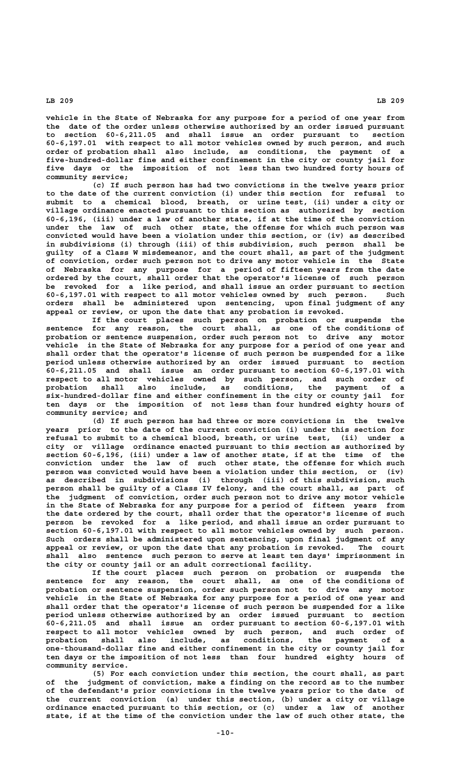vehicle in the State of Nebraska for any purpose for a period of one year from the date of the order unless otherwise authorized by an order issued pursuant to section 60-6,211.05 and shall issue an order pursuant to section 60-6,197.01 with respect to all motor vehicles owned by such person, and such order of probation shall also include, as conditions, the payment of a five-hundred-dollar fine and either confinement in the city or county jail for five days or the imposition of not less than two hundred forty hours of community service;

(c) If such person has had two convictions in the twelve years prior to the date of the current conviction (i) under this section for refusal to submit to a chemical blood, breath, or urine test, (ii) under a city or village ordinance enacted pursuant to this section as authorized by section 60-6,196, (iii) under a law of another state, if at the time of the conviction under the law of such other state, the offense for which such person was convicted would have been a violation under this section, or (iv) as described in subdivisions (i) through (iii) of this subdivision, such person shall be guilty of a Class W misdemeanor, and the court shall, as part of the judgment of conviction, order such person not to drive any motor vehicle in the State of Nebraska for any purpose for a period of fifteen years from the date ordered by the court, shall order that the operator's license of such person be revoked for a like period, and shall issue an order pursuant to section 60-6,197.01 with respect to all motor vehicles owned by such person. Such orders shall be administered upon sentencing, upon final judgment of any appeal or review, or upon the date that any probation is revoked.

If the court places such person on probation or suspends the sentence for any reason, the court shall, as one of the conditions of probation or sentence suspension, order such person not to drive any motor vehicle in the State of Nebraska for any purpose for a period of one year and shall order that the operator's license of such person be suspended for a like period unless otherwise authorized by an order issued pursuant to section 60-6,211.05 and shall issue an order pursuant to section 60-6,197.01 with respect to all motor vehicles owned by such person, and such order of probation shall also include, as conditions, the payment of a six-hundred-dollar fine and either confinement in the city or county jail for ten days or the imposition of not less than four hundred eighty hours of community service; and

(d) If such person has had three or more convictions in the twelve years prior to the date of the current conviction (i) under this section for refusal to submit to a chemical blood, breath, or urine test, (ii) under a city or village ordinance enacted pursuant to this section as authorized by section 60-6,196, (iii) under a law of another state, if at the time of the conviction under the law of such other state, the offense for which such person was convicted would have been a violation under this section, or (iv) as described in subdivisions (i) through (iii) of this subdivision, such person shall be guilty of a Class IV felony, and the court shall, as part of the judgment of conviction, order such person not to drive any motor vehicle in the State of Nebraska for any purpose for a period of fifteen years from the date ordered by the court, shall order that the operator's license of such person be revoked for a like period, and shall issue an order pursuant to section 60-6,197.01 with respect to all motor vehicles owned by such person. Such orders shall be administered upon sentencing, upon final judgment of any appeal or review, or upon the date that any probation is revoked. The court shall also sentence such person to serve at least ten days' imprisonment in the city or county jail or an adult correctional facility.

If the court places such person on probation or suspends the sentence for any reason, the court shall, as one of the conditions of probation or sentence suspension, order such person not to drive any motor vehicle in the State of Nebraska for any purpose for a period of one year and shall order that the operator's license of such person be suspended for a like period unless otherwise authorized by an order issued pursuant to section 60-6,211.05 and shall issue an order pursuant to section 60-6,197.01 with respect to all motor vehicles owned by such person, and such order of probation shall also include, as conditions, the payment of a one-thousand-dollar fine and either confinement in the city or county jail for ten days or the imposition of not less than four hundred eighty hours of community service.

(5) For each conviction under this section, the court shall, as part of the judgment of conviction, make a finding on the record as to the number of the defendant's prior convictions in the twelve years prior to the date of the current conviction (a) under this section, (b) under a city or village ordinance enacted pursuant to this section, or (c) under a law of another state, if at the time of the conviction under the law of such other state, the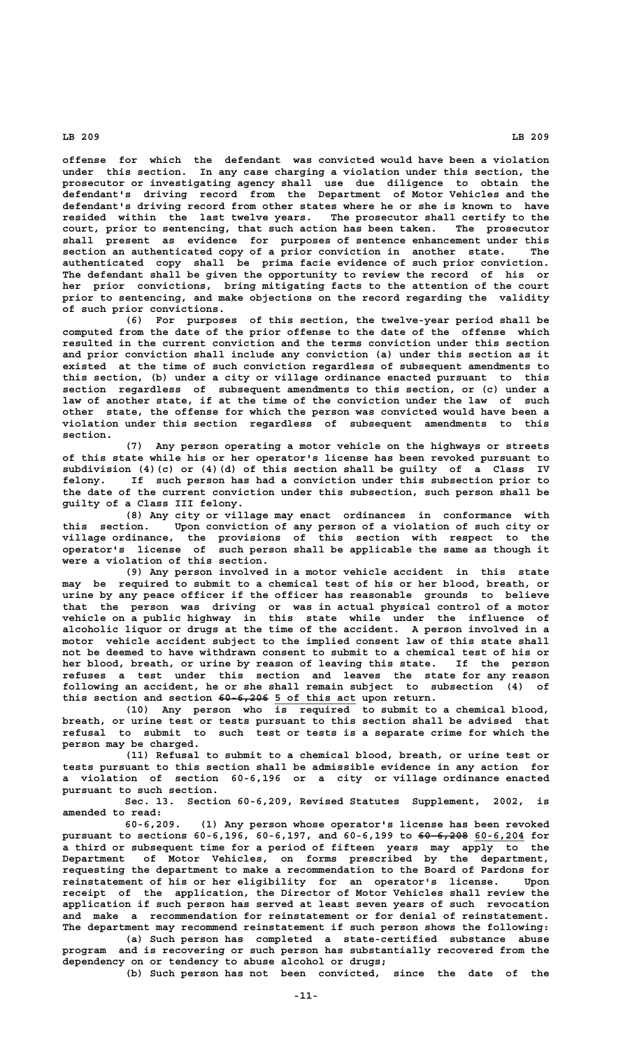offense for which the defendant was convicted would have been a violation under this section. In any case charging a violation under this section, the prosecutor or investigating agency shall use due diligence to obtain the defendant's driving record from the Department of Motor Vehicles and the defendant's driving record from other states where he or she is known to have resided within the last twelve years. The prosecutor shall certify to the court, prior to sentencing, that such action has been taken. The prosecutor shall present as evidence for purposes of sentence enhancement under this section an authenticated copy of a prior conviction in another state. The authenticated copy shall be prima facie evidence of such prior conviction. The defendant shall be given the opportunity to review the record of his or her prior convictions, bring mitigating facts to the attention of the court prior to sentencing, and make objections on the record regarding the validity of such prior convictions.

(6) For purposes of this section, the twelve-year period shall be computed from the date of the prior offense to the date of the offense which resulted in the current conviction and the terms conviction under this section and prior conviction shall include any conviction (a) under this section as it existed at the time of such conviction regardless of subsequent amendments to this section, (b) under a city or village ordinance enacted pursuant to this section regardless of subsequent amendments to this section, or (c) under a law of another state, if at the time of the conviction under the law of such other state, the offense for which the person was convicted would have been a violation under this section regardless of subsequent amendments to this section.

(7) Any person operating a motor vehicle on the highways or streets of this state while his or her operator's license has been revoked pursuant to subdivision (4)(c) or (4)(d) of this section shall be guilty of a Class IV felony. If such person has had a conviction under this subsection prior to the date of the current conviction under this subsection, such person shall be guilty of a Class III felony.

(8) Any city or village may enact ordinances in conformance with this section. Upon conviction of any person of a violation of such city or village ordinance, the provisions of this section with respect to the operator's license of such person shall be applicable the same as though it were a violation of this section.

(9) Any person involved in a motor vehicle accident in this state may be required to submit to a chemical test of his or her blood, breath, or urine by any peace officer if the officer has reasonable grounds to believe that the person was driving or was in actual physical control of a motor vehicle on a public highway in this state while under the influence of alcoholic liquor or drugs at the time of the accident. A person involved in a motor vehicle accident subject to the implied consent law of this state shall not be deemed to have withdrawn consent to submit to a chemical test of his or her blood, breath, or urine by reason of leaving this state. If the person refuses a test under this section and leaves the state for any reason following an accident, he or she shall remain subject to subsection (4) of this section and section ~~60-6,206~~ 5 of this act upon return.

(10) Any person who is required to submit to a chemical blood, breath, or urine test or tests pursuant to this section shall be advised that refusal to submit to such test or tests is a separate crime for which the person may be charged.

(11) Refusal to submit to a chemical blood, breath, or urine test or tests pursuant to this section shall be admissible evidence in any action for a violation of section 60-6,196 or a city or village ordinance enacted pursuant to such section.

Sec. 13. Section 60-6,209, Revised Statutes Supplement, 2002, is amended to read:

60-6,209. (1) Any person whose operator's license has been revoked pursuant to sections 60-6,196, 60-6,197, and 60-6,199 to ~~60-6,208~~ 60-6,204 for a third or subsequent time for a period of fifteen years may apply to the Department of Motor Vehicles, on forms prescribed by the department, requesting the department to make a recommendation to the Board of Pardons for reinstatement of his or her eligibility for an operator's license. Upon receipt of the application, the Director of Motor Vehicles shall review the application if such person has served at least seven years of such revocation and make a recommendation for reinstatement or for denial of reinstatement. The department may recommend reinstatement if such person shows the following:

(a) Such person has completed a state-certified substance abuse program and is recovering or such person has substantially recovered from the dependency on or tendency to abuse alcohol or drugs;

(b) Such person has not been convicted, since the date of the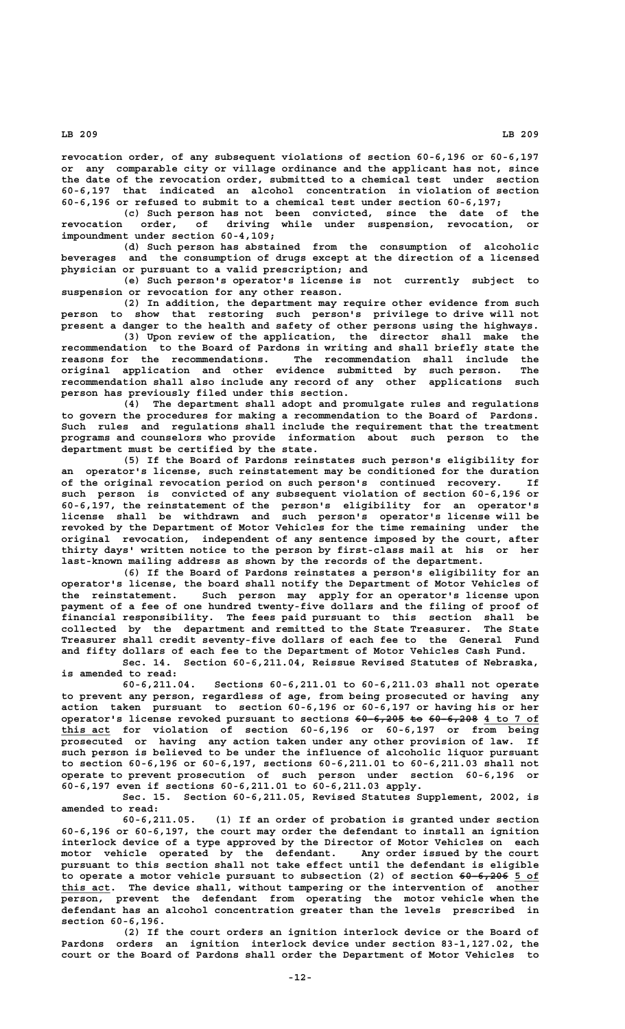revocation order, of any subsequent violations of section 60-6,196 or 60-6,197 or any comparable city or village ordinance and the applicant has not, since the date of the revocation order, submitted to a chemical test under section 60-6,197 that indicated an alcohol concentration in violation of section 60-6,196 or refused to submit to a chemical test under section 60-6,197;

(c) Such person has not been convicted, since the date of the revocation order, of driving while under suspension, revocation, or impoundment under section 60-4,109;

(d) Such person has abstained from the consumption of alcoholic beverages and the consumption of drugs except at the direction of a licensed physician or pursuant to a valid prescription; and

(e) Such person's operator's license is not currently subject to suspension or revocation for any other reason.

(2) In addition, the department may require other evidence from such person to show that restoring such person's privilege to drive will not present a danger to the health and safety of other persons using the highways.

(3) Upon review of the application, the director shall make the recommendation to the Board of Pardons in writing and shall briefly state the reasons for the recommendations. The recommendation shall include the original application and other evidence submitted by such person. The recommendation shall also include any record of any other applications such person has previously filed under this section.

(4) The department shall adopt and promulgate rules and regulations to govern the procedures for making a recommendation to the Board of Pardons. Such rules and regulations shall include the requirement that the treatment programs and counselors who provide information about such person to the department must be certified by the state.

(5) If the Board of Pardons reinstates such person's eligibility for an operator's license, such reinstatement may be conditioned for the duration of the original revocation period on such person's continued recovery. If such person is convicted of any subsequent violation of section 60-6,196 or 60-6,197, the reinstatement of the person's eligibility for an operator's license shall be withdrawn and such person's operator's license will be revoked by the Department of Motor Vehicles for the time remaining under the original revocation, independent of any sentence imposed by the court, after thirty days' written notice to the person by first-class mail at his or her last-known mailing address as shown by the records of the department.

(6) If the Board of Pardons reinstates a person's eligibility for an operator's license, the board shall notify the Department of Motor Vehicles of the reinstatement. Such person may apply for an operator's license upon payment of a fee of one hundred twenty-five dollars and the filing of proof of financial responsibility. The fees paid pursuant to this section shall be collected by the department and remitted to the State Treasurer. The State Treasurer shall credit seventy-five dollars of each fee to the General Fund and fifty dollars of each fee to the Department of Motor Vehicles Cash Fund.

Sec. 14. Section 60-6,211.04, Reissue Revised Statutes of Nebraska, is amended to read:

60-6,211.04. Sections 60-6,211.01 to 60-6,211.03 shall not operate to prevent any person, regardless of age, from being prosecuted or having any action taken pursuant to section 60-6,196 or 60-6,197 or having his or her operator's license revoked pursuant to sections ~~60-6,205 to 60-6,208~~ 4 to 7 of this act for violation of section 60-6,196 or 60-6,197 or from being prosecuted or having any action taken under any other provision of law. If such person is believed to be under the influence of alcoholic liquor pursuant to section 60-6,196 or 60-6,197, sections 60-6,211.01 to 60-6,211.03 shall not operate to prevent prosecution of such person under section 60-6,196 or 60-6,197 even if sections 60-6,211.01 to 60-6,211.03 apply.

Sec. 15. Section 60-6,211.05, Revised Statutes Supplement, 2002, is amended to read:

60-6,211.05. (1) If an order of probation is granted under section 60-6,196 or 60-6,197, the court may order the defendant to install an ignition interlock device of a type approved by the Director of Motor Vehicles on each motor vehicle operated by the defendant. Any order issued by the court pursuant to this section shall not take effect until the defendant is eligible to operate a motor vehicle pursuant to subsection (2) of section ~~60-6,206~~ 5 of this act. The device shall, without tampering or the intervention of another person, prevent the defendant from operating the motor vehicle when the defendant has an alcohol concentration greater than the levels prescribed in section 60-6,196.

(2) If the court orders an ignition interlock device or the Board of Pardons orders an ignition interlock device under section 83-1,127.02, the court or the Board of Pardons shall order the Department of Motor Vehicles to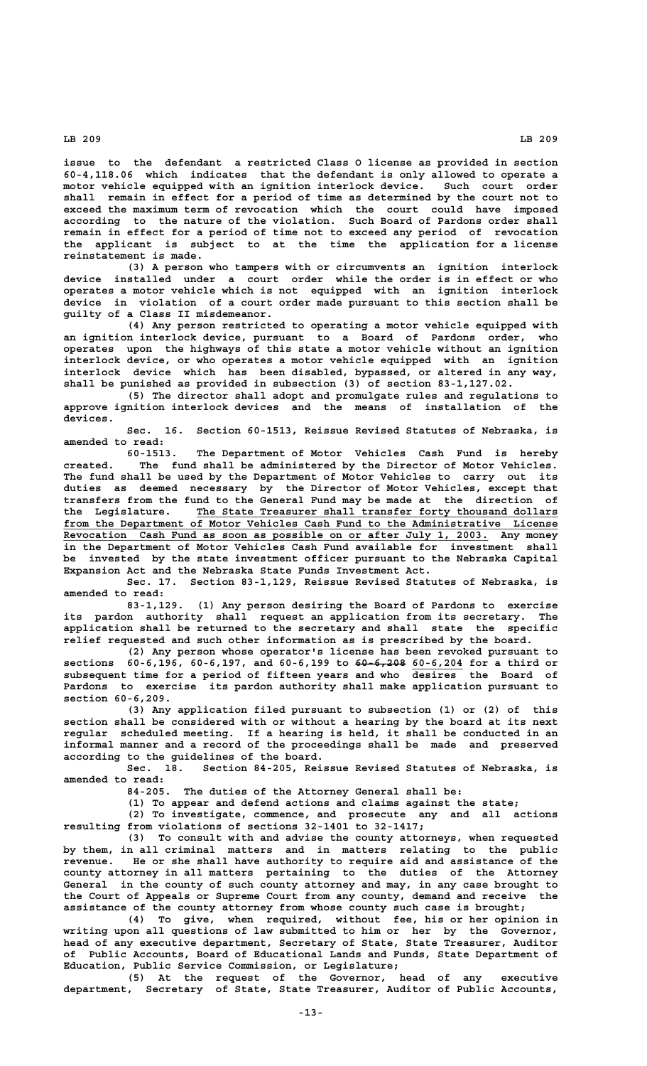issue to the defendant a restricted Class O license as provided in section 60-4,118.06 which indicates that the defendant is only allowed to operate a motor vehicle equipped with an ignition interlock device. Such court order shall remain in effect for a period of time as determined by the court not to exceed the maximum term of revocation which the court could have imposed according to the nature of the violation. Such Board of Pardons order shall remain in effect for a period of time not to exceed any period of revocation the applicant is subject to at the time the application for a license reinstatement is made.

(3) A person who tampers with or circumvents an ignition interlock device installed under a court order while the order is in effect or who operates a motor vehicle which is not equipped with an ignition interlock device in violation of a court order made pursuant to this section shall be guilty of a Class II misdemeanor.

(4) Any person restricted to operating a motor vehicle equipped with an ignition interlock device, pursuant to a Board of Pardons order, who operates upon the highways of this state a motor vehicle without an ignition interlock device, or who operates a motor vehicle equipped with an ignition interlock device which has been disabled, bypassed, or altered in any way, shall be punished as provided in subsection (3) of section 83-1,127.02.

(5) The director shall adopt and promulgate rules and regulations to approve ignition interlock devices and the means of installation of the devices.

Sec. 16. Section 60-1513, Reissue Revised Statutes of Nebraska, is amended to read:

60-1513. The Department of Motor Vehicles Cash Fund is hereby created. The fund shall be administered by the Director of Motor Vehicles. The fund shall be used by the Department of Motor Vehicles to carry out its duties as deemed necessary by the Director of Motor Vehicles, except that transfers from the fund to the General Fund may be made at the direction of the Legislature. The State Treasurer shall transfer forty thousand dollars from the Department of Motor Vehicles Cash Fund to the Administrative License Revocation Cash Fund as soon as possible on or after July 1, 2003. Any money in the Department of Motor Vehicles Cash Fund available for investment shall be invested by the state investment officer pursuant to the Nebraska Capital Expansion Act and the Nebraska State Funds Investment Act.

Sec. 17. Section 83-1,129, Reissue Revised Statutes of Nebraska, is amended to read:

83-1,129. (1) Any person desiring the Board of Pardons to exercise its pardon authority shall request an application from its secretary. The application shall be returned to the secretary and shall state the specific relief requested and such other information as is prescribed by the board.

(2) Any person whose operator's license has been revoked pursuant to sections 60-6,196, 60-6,197, and 60-6,199 to ~~60-6,208~~ 60-6,204 for a third or subsequent time for a period of fifteen years and who desires the Board of Pardons to exercise its pardon authority shall make application pursuant to section 60-6,209.

(3) Any application filed pursuant to subsection (1) or (2) of this section shall be considered with or without a hearing by the board at its next regular scheduled meeting. If a hearing is held, it shall be conducted in an informal manner and a record of the proceedings shall be made and preserved according to the guidelines of the board.

Sec. 18. Section 84-205, Reissue Revised Statutes of Nebraska, is amended to read:

84-205. The duties of the Attorney General shall be:

(1) To appear and defend actions and claims against the state;

(2) To investigate, commence, and prosecute any and all actions resulting from violations of sections 32-1401 to 32-1417;

(3) To consult with and advise the county attorneys, when requested by them, in all criminal matters and in matters relating to the public revenue. He or she shall have authority to require aid and assistance of the county attorney in all matters pertaining to the duties of the Attorney General in the county of such county attorney and may, in any case brought to the Court of Appeals or Supreme Court from any county, demand and receive the assistance of the county attorney from whose county such case is brought;

(4) To give, when required, without fee, his or her opinion in writing upon all questions of law submitted to him or her by the Governor, head of any executive department, Secretary of State, State Treasurer, Auditor of Public Accounts, Board of Educational Lands and Funds, State Department of Education, Public Service Commission, or Legislature;

(5) At the request of the Governor, head of any executive department, Secretary of State, State Treasurer, Auditor of Public Accounts,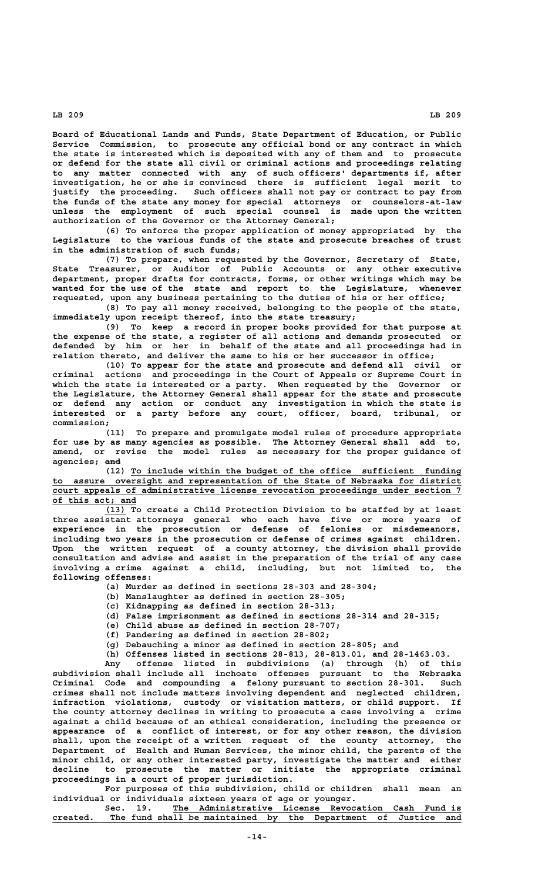Board of Educational Lands and Funds, State Department of Education, or Public Service Commission, to prosecute any official bond or any contract in which the state is interested which is deposited with any of them and to prosecute or defend for the state all civil or criminal actions and proceedings relating to any matter connected with any of such officers' departments if, after investigation, he or she is convinced there is sufficient legal merit to justify the proceeding. Such officers shall not pay or contract to pay from the funds of the state any money for special attorneys or counselors-at-law unless the employment of such special counsel is made upon the written authorization of the Governor or the Attorney General;

(6) To enforce the proper application of money appropriated by the Legislature to the various funds of the state and prosecute breaches of trust in the administration of such funds;

(7) To prepare, when requested by the Governor, Secretary of State, State Treasurer, or Auditor of Public Accounts or any other executive department, proper drafts for contracts, forms, or other writings which may be wanted for the use of the state and report to the Legislature, whenever requested, upon any business pertaining to the duties of his or her office;

(8) To pay all money received, belonging to the people of the state, immediately upon receipt thereof, into the state treasury;

(9) To keep a record in proper books provided for that purpose at the expense of the state, a register of all actions and demands prosecuted or defended by him or her in behalf of the state and all proceedings had in relation thereto, and deliver the same to his or her successor in office;

(10) To appear for the state and prosecute and defend all civil or criminal actions and proceedings in the Court of Appeals or Supreme Court in which the state is interested or a party. When requested by the Governor or the Legislature, the Attorney General shall appear for the state and prosecute or defend any action or conduct any investigation in which the state is interested or a party before any court, officer, board, tribunal, or commission;

(11) To prepare and promulgate model rules of procedure appropriate for use by as many agencies as possible. The Attorney General shall add to, amend, or revise the model rules as necessary for the proper guidance of agencies; ~~and~~

(12) To include within the budget of the office sufficient funding to assure oversight and representation of the State of Nebraska for district court appeals of administrative license revocation proceedings under section 7 of this act; and

(13) To create a Child Protection Division to be staffed by at least three assistant attorneys general who each have five or more years of experience in the prosecution or defense of felonies or misdemeanors, including two years in the prosecution or defense of crimes against children. Upon the written request of a county attorney, the division shall provide consultation and advise and assist in the preparation of the trial of any case involving a crime against a child, including, but not limited to, the following offenses:

(a) Murder as defined in sections 28-303 and 28-304;

(b) Manslaughter as defined in section 28-305;

(c) Kidnapping as defined in section 28-313;

(d) False imprisonment as defined in sections 28-314 and 28-315;

(e) Child abuse as defined in section 28-707;

(f) Pandering as defined in section 28-802;

(g) Debauching a minor as defined in section 28-805; and

(h) Offenses listed in sections 28-813, 28-813.01, and 28-1463.03.

Any offense listed in subdivisions (a) through (h) of this subdivision shall include all inchoate offenses pursuant to the Nebraska Criminal Code and compounding a felony pursuant to section 28-301. Such crimes shall not include matters involving dependent and neglected children, infraction violations, custody or visitation matters, or child support. If the county attorney declines in writing to prosecute a case involving a crime against a child because of an ethical consideration, including the presence or appearance of a conflict of interest, or for any other reason, the division shall, upon the receipt of a written request of the county attorney, the Department of Health and Human Services, the minor child, the parents of the minor child, or any other interested party, investigate the matter and either decline to prosecute the matter or initiate the appropriate criminal proceedings in a court of proper jurisdiction.

For purposes of this subdivision, child or children shall mean an individual or individuals sixteen years of age or younger.

Sec. 19. The Administrative License Revocation Cash Fund is created. The fund shall be maintained by the Department of Justice and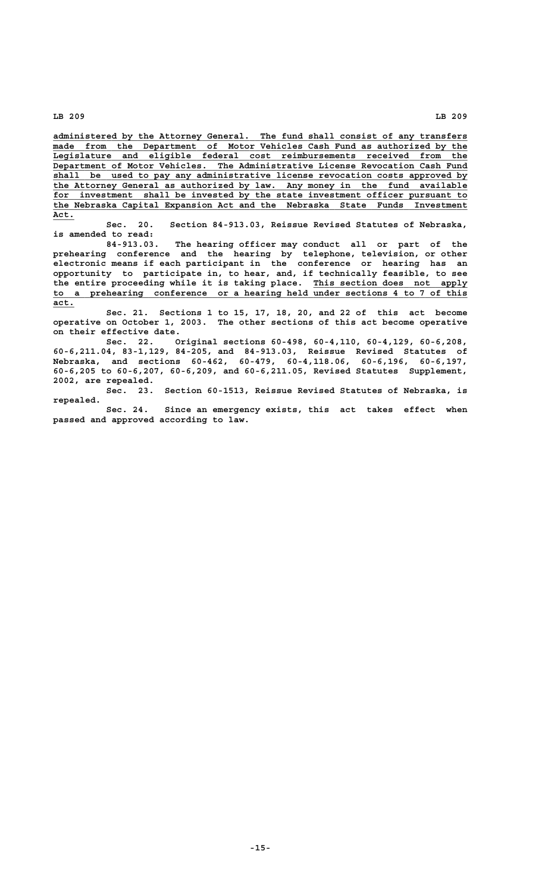administered by the Attorney General. The fund shall consist of any transfers made from the Department of Motor Vehicles Cash Fund as authorized by the Legislature and eligible federal cost reimbursements received from the Department of Motor Vehicles. The Administrative License Revocation Cash Fund shall be used to pay any administrative license revocation costs approved by the Attorney General as authorized by law. Any money in the fund available for investment shall be invested by the state investment officer pursuant to the Nebraska Capital Expansion Act and the Nebraska State Funds Investment Act.

Sec. 20. Section 84-913.03, Reissue Revised Statutes of Nebraska, is amended to read:

84-913.03. The hearing officer may conduct all or part of the prehearing conference and the hearing by telephone, television, or other electronic means if each participant in the conference or hearing has an opportunity to participate in, to hear, and, if technically feasible, to see the entire proceeding while it is taking place. This section does not apply to a prehearing conference or a hearing held under sections 4 to 7 of this act.

Sec. 21. Sections 1 to 15, 17, 18, 20, and 22 of this act become operative on October 1, 2003. The other sections of this act become operative on their effective date.

Sec. 22. Original sections 60-498, 60-4,110, 60-4,129, 60-6,208, 60-6,211.04, 83-1,129, 84-205, and 84-913.03, Reissue Revised Statutes of Nebraska, and sections 60-462, 60-479, 60-4,118.06, 60-6,196, 60-6,197, 60-6,205 to 60-6,207, 60-6,209, and 60-6,211.05, Revised Statutes Supplement, 2002, are repealed.

Sec. 23. Section 60-1513, Reissue Revised Statutes of Nebraska, is repealed.

Sec. 24. Since an emergency exists, this act takes effect when passed and approved according to law.